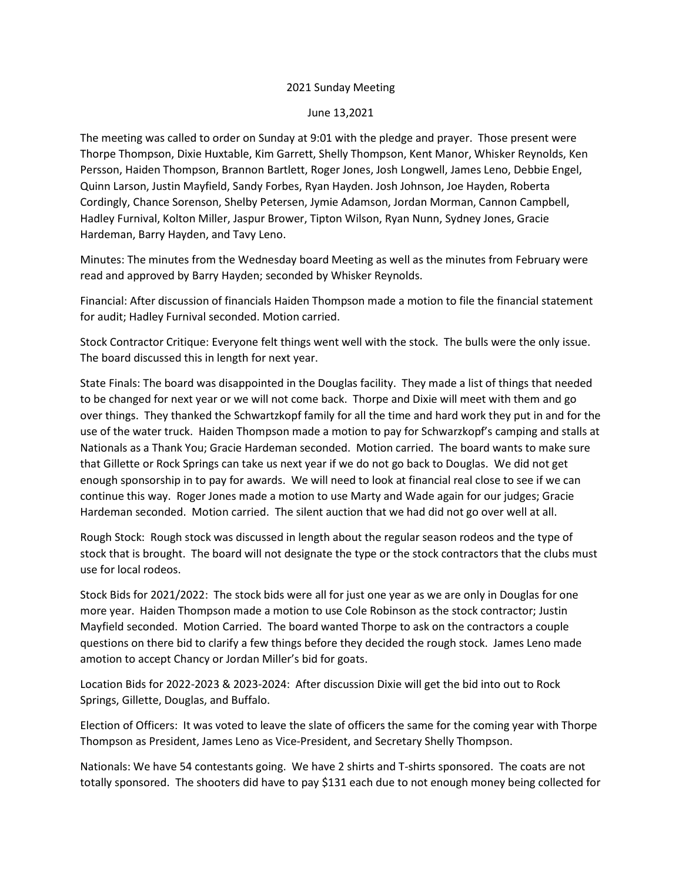2021 Sunday Meeting

June 13,2021

The meeting was called to order on Sunday at 9:01 with the pledge and prayer. Those present were Thorpe Thompson, Dixie Huxtable, Kim Garrett, Shelly Thompson, Kent Manor, Whisker Reynolds, Ken Persson, Haiden Thompson, Brannon Bartlett, Roger Jones, Josh Longwell, James Leno, Debbie Engel, Quinn Larson, Justin Mayfield, Sandy Forbes, Ryan Hayden. Josh Johnson, Joe Hayden, Roberta Cordingly, Chance Sorenson, Shelby Petersen, Jymie Adamson, Jordan Morman, Cannon Campbell, Hadley Furnival, Kolton Miller, Jaspur Brower, Tipton Wilson, Ryan Nunn, Sydney Jones, Gracie Hardeman, Barry Hayden, and Tavy Leno.

Minutes: The minutes from the Wednesday board Meeting as well as the minutes from February were read and approved by Barry Hayden; seconded by Whisker Reynolds.

Financial: After discussion of financials Haiden Thompson made a motion to file the financial statement for audit; Hadley Furnival seconded. Motion carried.

Stock Contractor Critique: Everyone felt things went well with the stock. The bulls were the only issue. The board discussed this in length for next year.

State Finals: The board was disappointed in the Douglas facility. They made a list of things that needed to be changed for next year or we will not come back. Thorpe and Dixie will meet with them and go over things. They thanked the Schwartzkopf family for all the time and hard work they put in and for the use of the water truck. Haiden Thompson made a motion to pay for Schwarzkopf's camping and stalls at Nationals as a Thank You; Gracie Hardeman seconded. Motion carried. The board wants to make sure that Gillette or Rock Springs can take us next year if we do not go back to Douglas. We did not get enough sponsorship in to pay for awards. We will need to look at financial real close to see if we can continue this way. Roger Jones made a motion to use Marty and Wade again for our judges; Gracie Hardeman seconded. Motion carried. The silent auction that we had did not go over well at all.

Rough Stock: Rough stock was discussed in length about the regular season rodeos and the type of stock that is brought. The board will not designate the type or the stock contractors that the clubs must use for local rodeos.

Stock Bids for 2021/2022: The stock bids were all for just one year as we are only in Douglas for one more year. Haiden Thompson made a motion to use Cole Robinson as the stock contractor; Justin Mayfield seconded. Motion Carried. The board wanted Thorpe to ask on the contractors a couple questions on there bid to clarify a few things before they decided the rough stock. James Leno made amotion to accept Chancy or Jordan Miller's bid for goats.

Location Bids for 2022-2023 & 2023-2024: After discussion Dixie will get the bid into out to Rock Springs, Gillette, Douglas, and Buffalo.

Election of Officers: It was voted to leave the slate of officers the same for the coming year with Thorpe Thompson as President, James Leno as Vice-President, and Secretary Shelly Thompson.

Nationals: We have 54 contestants going. We have 2 shirts and T-shirts sponsored. The coats are not totally sponsored. The shooters did have to pay $131 each due to not enough money being collected for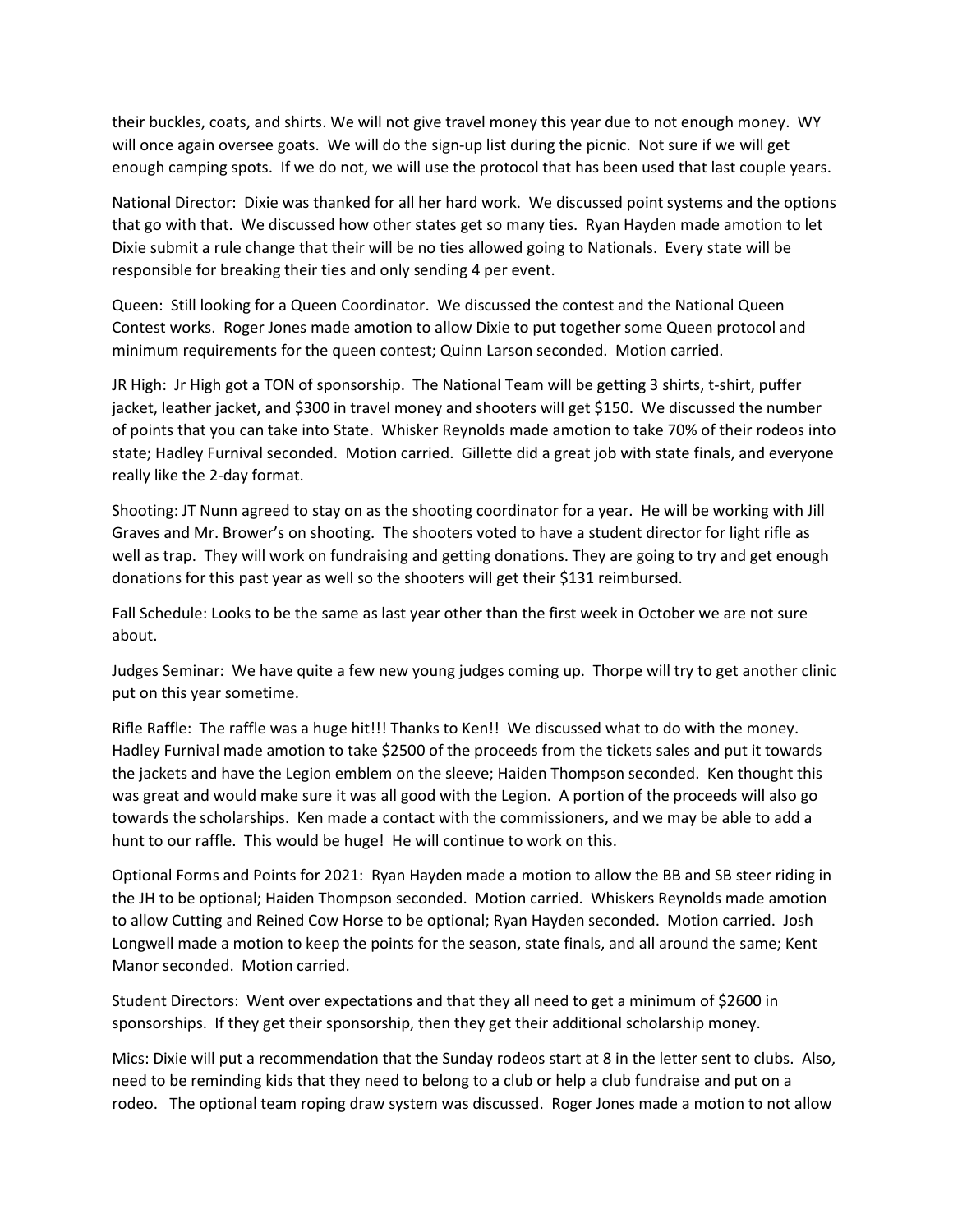their buckles, coats, and shirts. We will not give travel money this year due to not enough money. WY will once again oversee goats. We will do the sign-up list during the picnic. Not sure if we will get enough camping spots. If we do not, we will use the protocol that has been used that last couple years.

National Director: Dixie was thanked for all her hard work. We discussed point systems and the options that go with that. We discussed how other states get so many ties. Ryan Hayden made amotion to let Dixie submit a rule change that their will be no ties allowed going to Nationals. Every state will be responsible for breaking their ties and only sending 4 per event.

Queen: Still looking for a Queen Coordinator. We discussed the contest and the National Queen Contest works. Roger Jones made amotion to allow Dixie to put together some Queen protocol and minimum requirements for the queen contest; Quinn Larson seconded. Motion carried.

JR High: Jr High got a TON of sponsorship. The National Team will be getting 3 shirts, t-shirt, puffer jacket, leather jacket, and $300 in travel money and shooters will get $150. We discussed the number of points that you can take into State. Whisker Reynolds made amotion to take 70% of their rodeos into state; Hadley Furnival seconded. Motion carried. Gillette did a great job with state finals, and everyone really like the 2-day format.

Shooting: JT Nunn agreed to stay on as the shooting coordinator for a year. He will be working with Jill Graves and Mr. Brower's on shooting. The shooters voted to have a student director for light rifle as well as trap. They will work on fundraising and getting donations. They are going to try and get enough donations for this past year as well so the shooters will get their $131 reimbursed.

Fall Schedule: Looks to be the same as last year other than the first week in October we are not sure about.

Judges Seminar: We have quite a few new young judges coming up. Thorpe will try to get another clinic put on this year sometime.

Rifle Raffle: The raffle was a huge hit!!! Thanks to Ken!! We discussed what to do with the money. Hadley Furnival made amotion to take $2500 of the proceeds from the tickets sales and put it towards the jackets and have the Legion emblem on the sleeve; Haiden Thompson seconded. Ken thought this was great and would make sure it was all good with the Legion. A portion of the proceeds will also go towards the scholarships. Ken made a contact with the commissioners, and we may be able to add a hunt to our raffle. This would be huge! He will continue to work on this.

Optional Forms and Points for 2021: Ryan Hayden made a motion to allow the BB and SB steer riding in the JH to be optional; Haiden Thompson seconded. Motion carried. Whiskers Reynolds made amotion to allow Cutting and Reined Cow Horse to be optional; Ryan Hayden seconded. Motion carried. Josh Longwell made a motion to keep the points for the season, state finals, and all around the same; Kent Manor seconded. Motion carried.

Student Directors: Went over expectations and that they all need to get a minimum of $2600 in sponsorships. If they get their sponsorship, then they get their additional scholarship money.

Mics: Dixie will put a recommendation that the Sunday rodeos start at 8 in the letter sent to clubs. Also, need to be reminding kids that they need to belong to a club or help a club fundraise and put on a rodeo. The optional team roping draw system was discussed. Roger Jones made a motion to not allow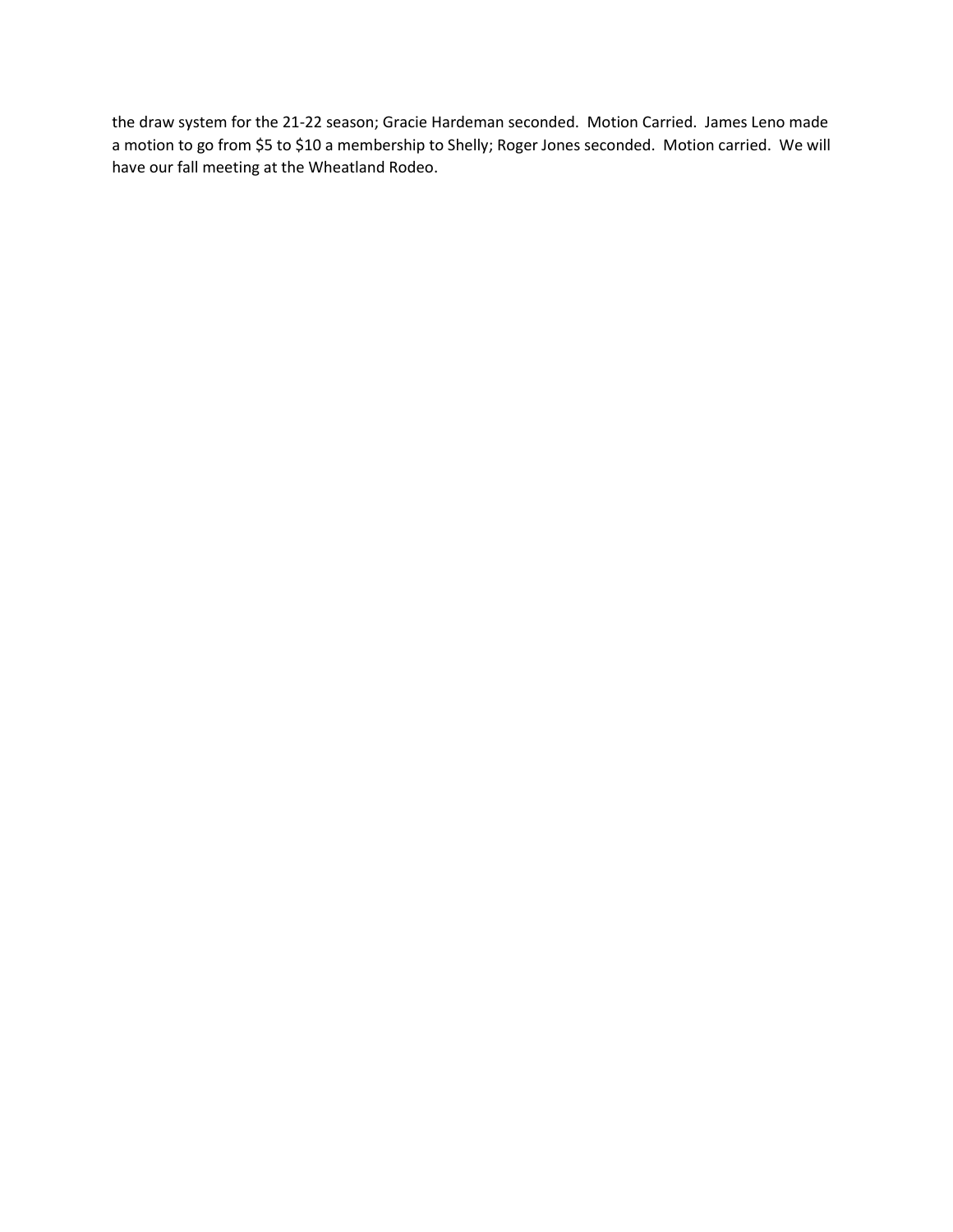the draw system for the 21-22 season; Gracie Hardeman seconded.  Motion Carried.  James Leno made a motion to go from $5 to $10 a membership to Shelly; Roger Jones seconded.  Motion carried.  We will have our fall meeting at the Wheatland Rodeo.